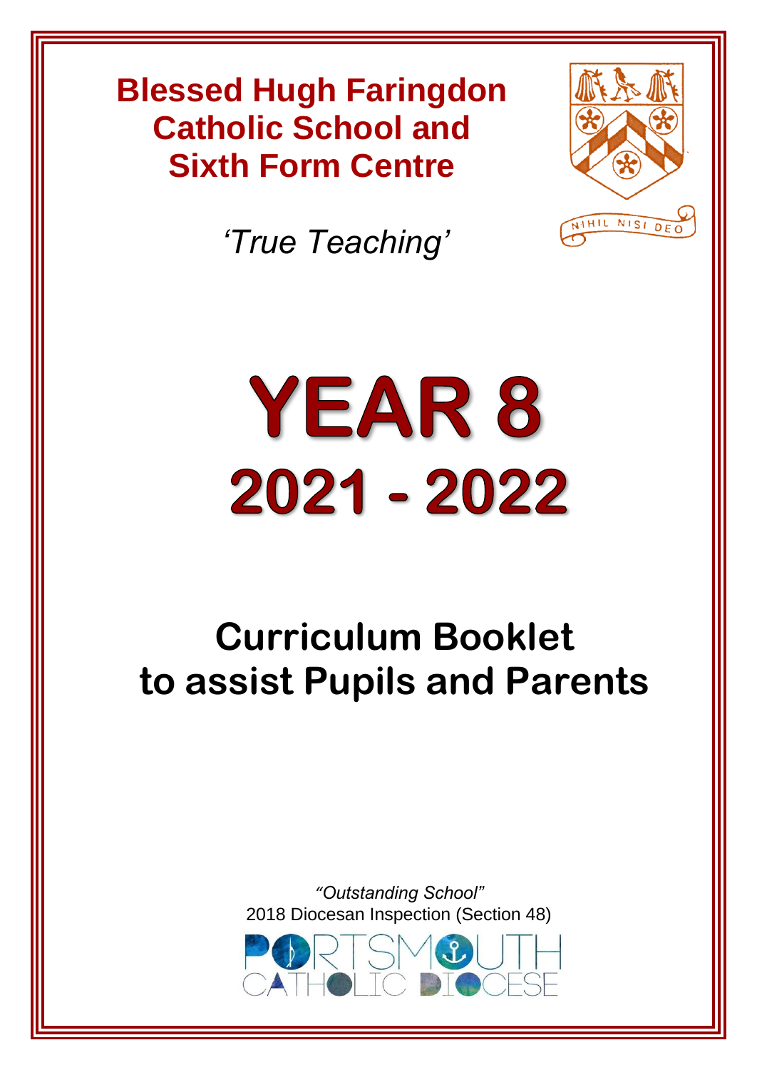# Blessed Hugh Faringdon Catholic School and Sixth Form Centre

*'True Teaching'*

NIHIL NISI DEO

# YEAR 8

# 2021 - 2022

## Curriculum Booklet to assist Pupils and Parents

*"Outstanding School"*
2018 Diocesan Inspection (Section 48)

PORTSMOUTH CATHOLIC DIOCESE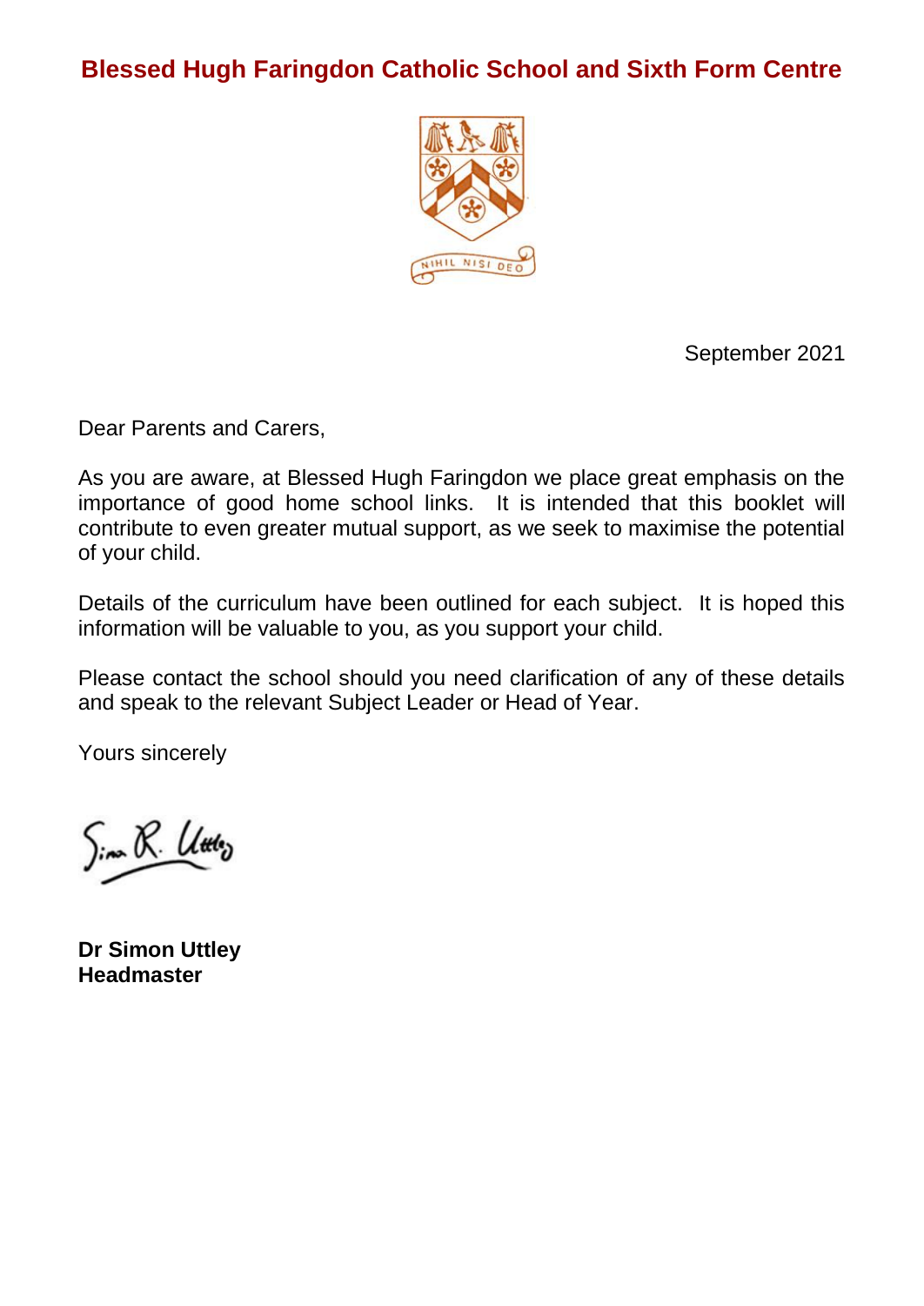# Blessed Hugh Faringdon Catholic School and Sixth Form Centre

September 2021

Dear Parents and Carers,

As you are aware, at Blessed Hugh Faringdon we place great emphasis on the importance of good home school links. It is intended that this booklet will contribute to even greater mutual support, as we seek to maximise the potential of your child.

Details of the curriculum have been outlined for each subject. It is hoped this information will be valuable to you, as you support your child.

Please contact the school should you need clarification of any of these details and speak to the relevant Subject Leader or Head of Year.

Yours sincerely

**Dr Simon Uttley**
**Headmaster**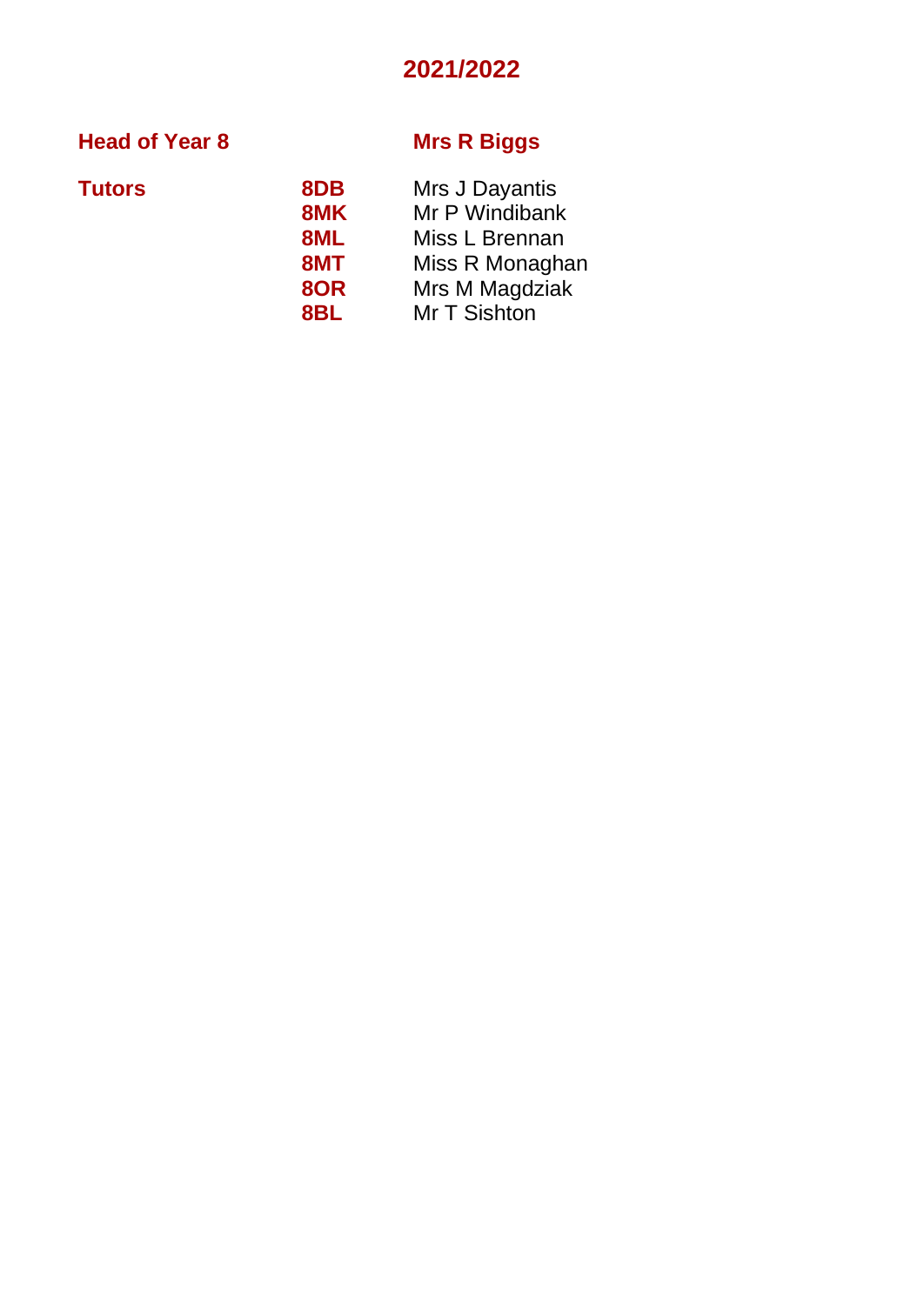## 2021/2022

**Head of Year 8** **Mrs R Biggs**

**Tutors**

| | | |
|---|---|---|
| **Tutors** | **8DB** | Mrs J Dayantis |
| | **8MK** | Mr P Windibank |
| | **8ML** | Miss L Brennan |
| | **8MT** | Miss R Monaghan |
| | **8OR** | Mrs M Magdziak |
| | **8BL** | Mr T Sishton |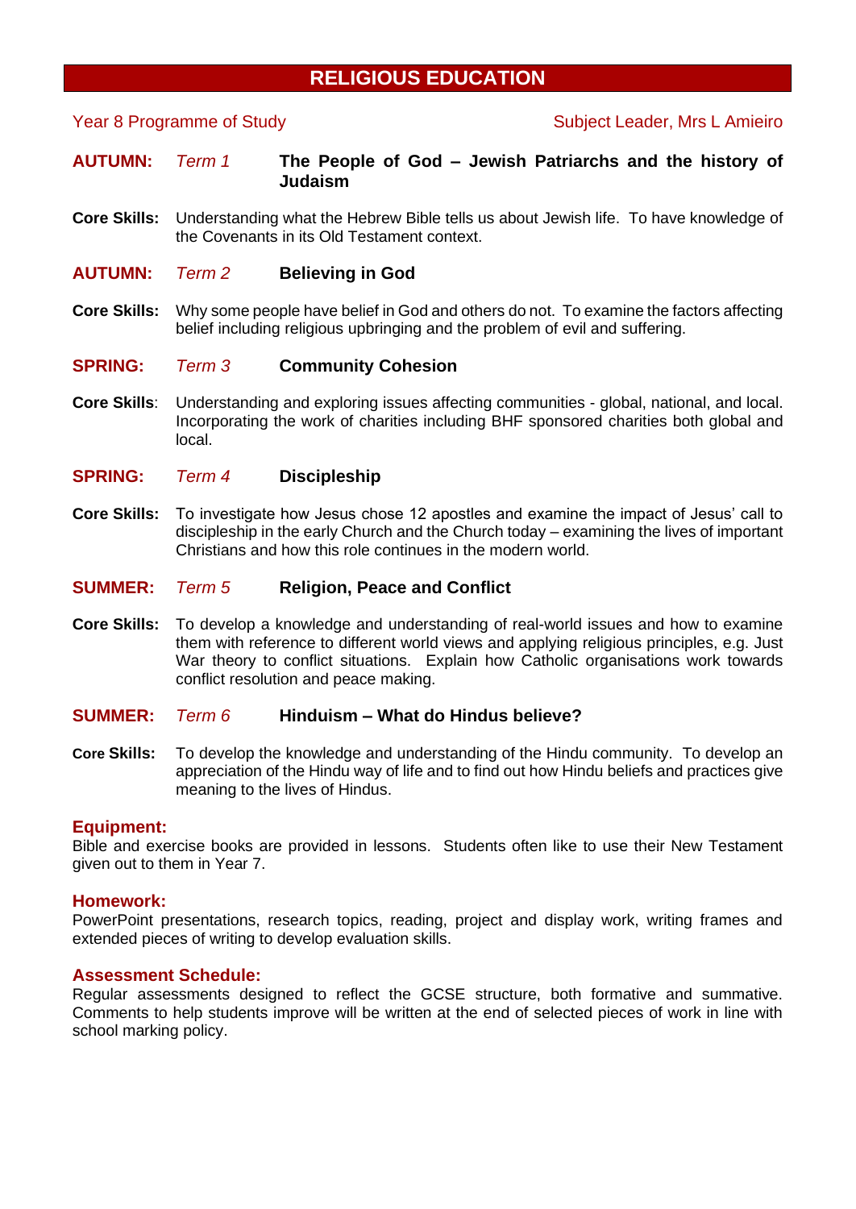# RELIGIOUS EDUCATION

Year 8 Programme of Study — Subject Leader, Mrs L Amieiro

**AUTUMN:** *Term 1* **The People of God – Jewish Patriarchs and the history of Judaism**

**Core Skills:** Understanding what the Hebrew Bible tells us about Jewish life. To have knowledge of the Covenants in its Old Testament context.

**AUTUMN:** *Term 2* **Believing in God**

**Core Skills:** Why some people have belief in God and others do not. To examine the factors affecting belief including religious upbringing and the problem of evil and suffering.

**SPRING:** *Term 3* **Community Cohesion**

**Core Skills**: Understanding and exploring issues affecting communities - global, national, and local. Incorporating the work of charities including BHF sponsored charities both global and local.

**SPRING:** *Term 4* **Discipleship**

**Core Skills:** To investigate how Jesus chose 12 apostles and examine the impact of Jesus' call to discipleship in the early Church and the Church today – examining the lives of important Christians and how this role continues in the modern world.

**SUMMER:** *Term 5* **Religion, Peace and Conflict**

**Core Skills:** To develop a knowledge and understanding of real-world issues and how to examine them with reference to different world views and applying religious principles, e.g. Just War theory to conflict situations. Explain how Catholic organisations work towards conflict resolution and peace making.

**SUMMER:** *Term 6* **Hinduism – What do Hindus believe?**

**Core Skills:** To develop the knowledge and understanding of the Hindu community. To develop an appreciation of the Hindu way of life and to find out how Hindu beliefs and practices give meaning to the lives of Hindus.

### Equipment:

Bible and exercise books are provided in lessons. Students often like to use their New Testament given out to them in Year 7.

### Homework:

PowerPoint presentations, research topics, reading, project and display work, writing frames and extended pieces of writing to develop evaluation skills.

### Assessment Schedule:

Regular assessments designed to reflect the GCSE structure, both formative and summative. Comments to help students improve will be written at the end of selected pieces of work in line with school marking policy.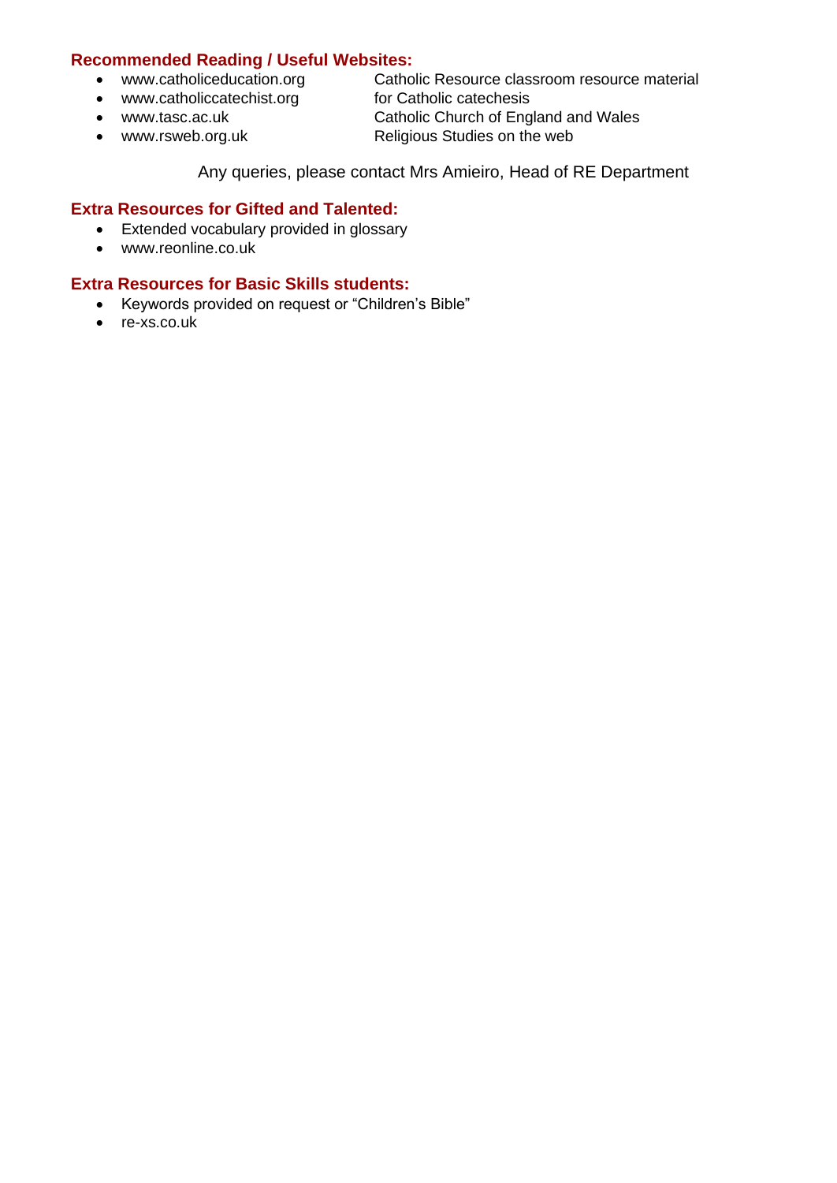### Recommended Reading / Useful Websites:

- www.catholiceducation.org — Catholic Resource classroom resource material
- www.catholiccatechist.org — for Catholic catechesis
- www.tasc.ac.uk — Catholic Church of England and Wales
- www.rsweb.org.uk — Religious Studies on the web

Any queries, please contact Mrs Amieiro, Head of RE Department

### Extra Resources for Gifted and Talented:

- Extended vocabulary provided in glossary
- www.reonline.co.uk

### Extra Resources for Basic Skills students:

- Keywords provided on request or "Children's Bible"
- re-xs.co.uk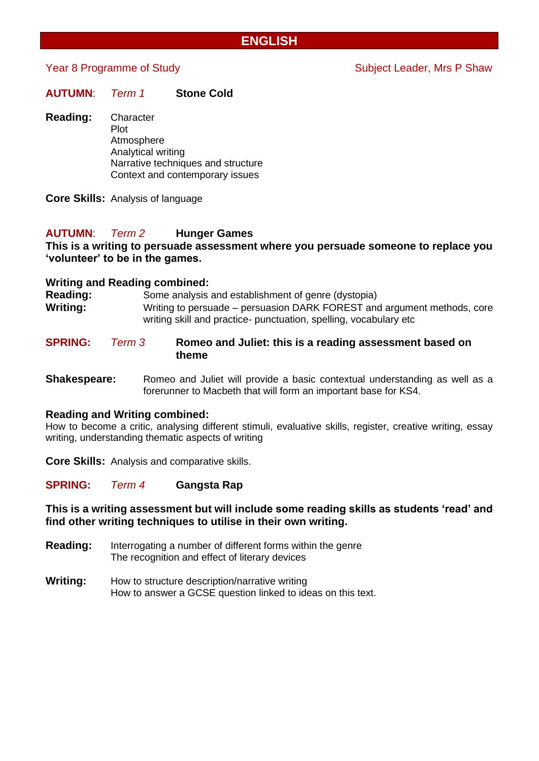# ENGLISH

Year 8 Programme of Study | Subject Leader, Mrs P Shaw

**AUTUMN**: *Term 1* **Stone Cold**

**Reading:**
Character
Plot
Atmosphere
Analytical writing
Narrative techniques and structure
Context and contemporary issues

**Core Skills:** Analysis of language

**AUTUMN**: *Term 2* **Hunger Games**

**This is a writing to persuade assessment where you persuade someone to replace you 'volunteer' to be in the games.**

**Writing and Reading combined:**

**Reading:** Some analysis and establishment of genre (dystopia)

**Writing:** Writing to persuade – persuasion DARK FOREST and argument methods, core writing skill and practice- punctuation, spelling, vocabulary etc

**SPRING:** *Term 3* **Romeo and Juliet: this is a reading assessment based on theme**

**Shakespeare:** Romeo and Juliet will provide a basic contextual understanding as well as a forerunner to Macbeth that will form an important base for KS4.

**Reading and Writing combined:**
How to become a critic, analysing different stimuli, evaluative skills, register, creative writing, essay writing, understanding thematic aspects of writing

**Core Skills:** Analysis and comparative skills.

**SPRING:** *Term 4* **Gangsta Rap**

**This is a writing assessment but will include some reading skills as students 'read' and find other writing techniques to utilise in their own writing.**

**Reading:**
Interrogating a number of different forms within the genre
The recognition and effect of literary devices

**Writing:**
How to structure description/narrative writing
How to answer a GCSE question linked to ideas on this text.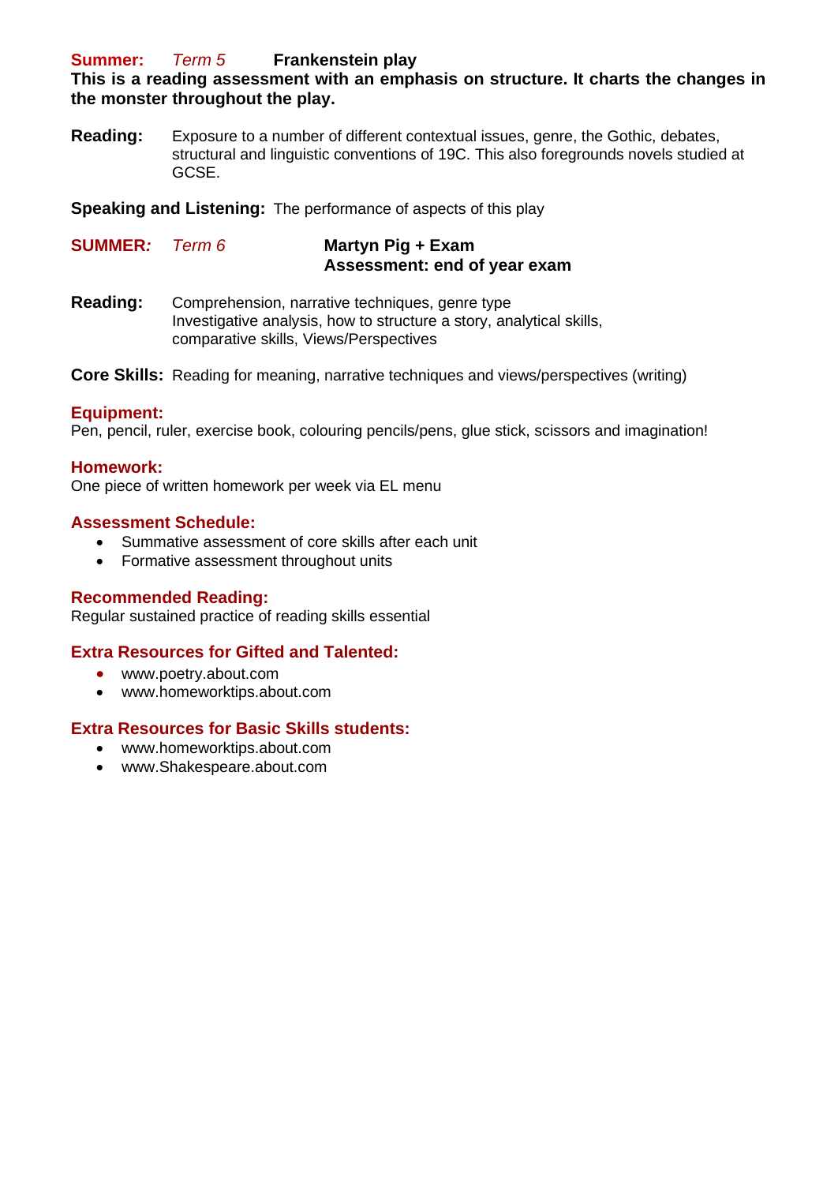**Summer:** *Term 5* **Frankenstein play**

**This is a reading assessment with an emphasis on structure. It charts the changes in the monster throughout the play.**

**Reading:** Exposure to a number of different contextual issues, genre, the Gothic, debates, structural and linguistic conventions of 19C. This also foregrounds novels studied at GCSE.

**Speaking and Listening:** The performance of aspects of this play

**SUMMER:** *Term 6* **Martyn Pig + Exam**
**Assessment: end of year exam**

**Reading:** Comprehension, narrative techniques, genre type
Investigative analysis, how to structure a story, analytical skills, comparative skills, Views/Perspectives

**Core Skills:** Reading for meaning, narrative techniques and views/perspectives (writing)

**Equipment:**
Pen, pencil, ruler, exercise book, colouring pencils/pens, glue stick, scissors and imagination!

**Homework:**
One piece of written homework per week via EL menu

**Assessment Schedule:**

- Summative assessment of core skills after each unit
- Formative assessment throughout units

**Recommended Reading:**
Regular sustained practice of reading skills essential

**Extra Resources for Gifted and Talented:**

- www.poetry.about.com
- www.homeworktips.about.com

**Extra Resources for Basic Skills students:**

- www.homeworktips.about.com
- www.Shakespeare.about.com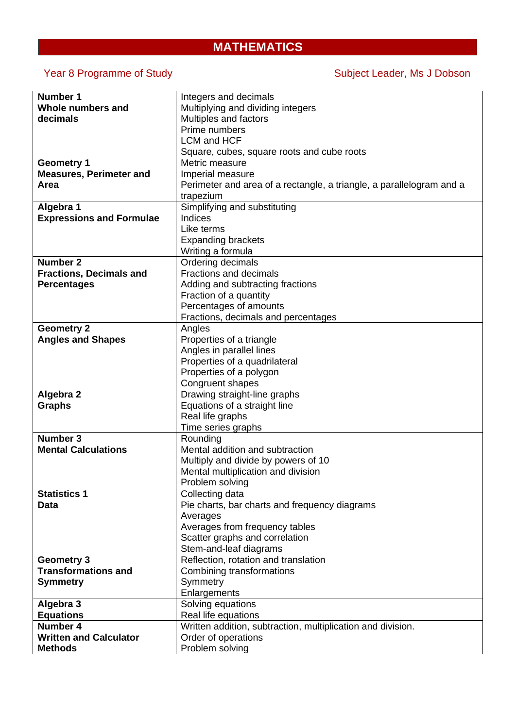# MATHEMATICS

Year 8 Programme of Study

Subject Leader, Ms J Dobson

| Unit | Topics |
|---|---|
| **Number 1**<br>**Whole numbers and decimals** | Integers and decimals<br>Multiplying and dividing integers<br>Multiples and factors<br>Prime numbers<br>LCM and HCF<br>Square, cubes, square roots and cube roots |
| **Geometry 1**<br>**Measures, Perimeter and Area** | Metric measure<br>Imperial measure<br>Perimeter and area of a rectangle, a triangle, a parallelogram and a trapezium |
| **Algebra 1**<br>**Expressions and Formulae** | Simplifying and substituting<br>Indices<br>Like terms<br>Expanding brackets<br>Writing a formula |
| **Number 2**<br>**Fractions, Decimals and Percentages** | Ordering decimals<br>Fractions and decimals<br>Adding and subtracting fractions<br>Fraction of a quantity<br>Percentages of amounts<br>Fractions, decimals and percentages |
| **Geometry 2**<br>**Angles and Shapes** | Angles<br>Properties of a triangle<br>Angles in parallel lines<br>Properties of a quadrilateral<br>Properties of a polygon<br>Congruent shapes |
| **Algebra 2**<br>**Graphs** | Drawing straight-line graphs<br>Equations of a straight line<br>Real life graphs<br>Time series graphs |
| **Number 3**<br>**Mental Calculations** | Rounding<br>Mental addition and subtraction<br>Multiply and divide by powers of 10<br>Mental multiplication and division<br>Problem solving |
| **Statistics 1**<br>**Data** | Collecting data<br>Pie charts, bar charts and frequency diagrams<br>Averages<br>Averages from frequency tables<br>Scatter graphs and correlation<br>Stem-and-leaf diagrams |
| **Geometry 3**<br>**Transformations and Symmetry** | Reflection, rotation and translation<br>Combining transformations<br>Symmetry<br>Enlargements |
| **Algebra 3**<br>**Equations** | Solving equations<br>Real life equations |
| **Number 4**<br>**Written and Calculator Methods** | Written addition, subtraction, multiplication and division.<br>Order of operations<br>Problem solving |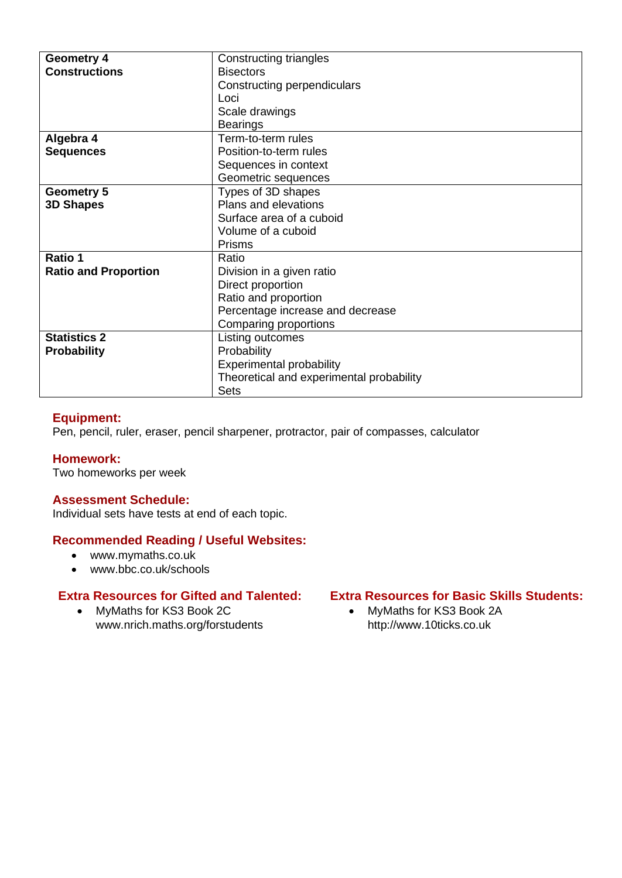| Unit | Topics |
| --- | --- |
| **Geometry 4**<br>**Constructions** | Constructing triangles<br>Bisectors<br>Constructing perpendiculars<br>Loci<br>Scale drawings<br>Bearings |
| **Algebra 4**<br>**Sequences** | Term-to-term rules<br>Position-to-term rules<br>Sequences in context<br>Geometric sequences |
| **Geometry 5**<br>**3D Shapes** | Types of 3D shapes<br>Plans and elevations<br>Surface area of a cuboid<br>Volume of a cuboid<br>Prisms |
| **Ratio 1**<br>**Ratio and Proportion** | Ratio<br>Division in a given ratio<br>Direct proportion<br>Ratio and proportion<br>Percentage increase and decrease<br>Comparing proportions |
| **Statistics 2**<br>**Probability** | Listing outcomes<br>Probability<br>Experimental probability<br>Theoretical and experimental probability<br>Sets |

### Equipment:
Pen, pencil, ruler, eraser, pencil sharpener, protractor, pair of compasses, calculator

### Homework:
Two homeworks per week

### Assessment Schedule:
Individual sets have tests at end of each topic.

### Recommended Reading / Useful Websites:
- www.mymaths.co.uk
- www.bbc.co.uk/schools

### Extra Resources for Gifted and Talented:
- MyMaths for KS3 Book 2C
  www.nrich.maths.org/forstudents

### Extra Resources for Basic Skills Students:
- MyMaths for KS3 Book 2A
  http://www.10ticks.co.uk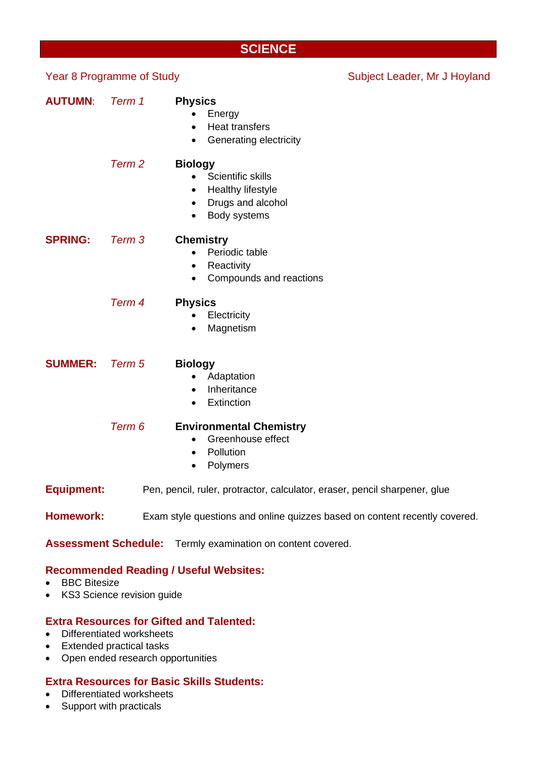# SCIENCE

Year 8 Programme of Study — Subject Leader, Mr J Hoyland

**AUTUMN**: *Term 1*

**Physics**
- Energy
- Heat transfers
- Generating electricity

*Term 2*

**Biology**
- Scientific skills
- Healthy lifestyle
- Drugs and alcohol
- Body systems

**SPRING:** *Term 3*

**Chemistry**
- Periodic table
- Reactivity
- Compounds and reactions

*Term 4*

**Physics**
- Electricity
- Magnetism

**SUMMER:** *Term 5*

**Biology**
- Adaptation
- Inheritance
- Extinction

*Term 6*

**Environmental Chemistry**
- Greenhouse effect
- Pollution
- Polymers

**Equipment:** Pen, pencil, ruler, protractor, calculator, eraser, pencil sharpener, glue

**Homework:** Exam style questions and online quizzes based on content recently covered.

**Assessment Schedule:** Termly examination on content covered.

**Recommended Reading / Useful Websites:**
- BBC Bitesize
- KS3 Science revision guide

**Extra Resources for Gifted and Talented:**
- Differentiated worksheets
- Extended practical tasks
- Open ended research opportunities

**Extra Resources for Basic Skills Students:**
- Differentiated worksheets
- Support with practicals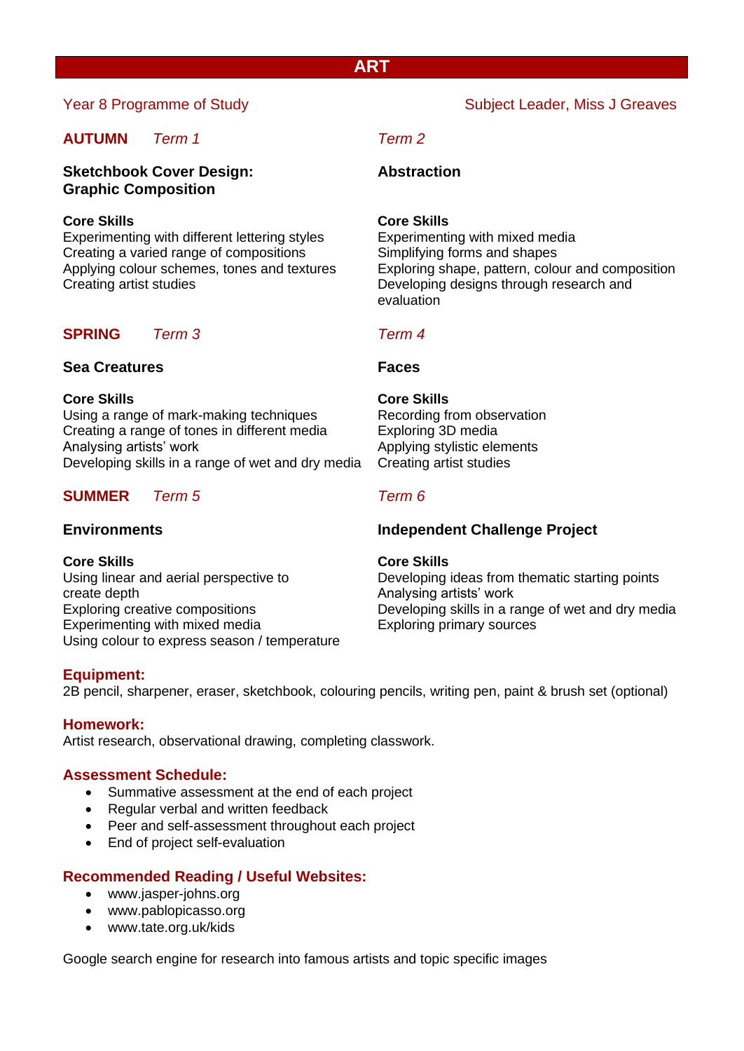# ART

Year 8 Programme of Study — Subject Leader, Miss J Greaves

## AUTUMN

### *Term 1*

**Sketchbook Cover Design: Graphic Composition**

**Core Skills**
Experimenting with different lettering styles
Creating a varied range of compositions
Applying colour schemes, tones and textures
Creating artist studies

### *Term 2*

**Abstraction**

**Core Skills**
Experimenting with mixed media
Simplifying forms and shapes
Exploring shape, pattern, colour and composition
Developing designs through research and evaluation

## SPRING

### *Term 3*

**Sea Creatures**

**Core Skills**
Using a range of mark-making techniques
Creating a range of tones in different media
Analysing artists' work
Developing skills in a range of wet and dry media

### *Term 4*

**Faces**

**Core Skills**
Recording from observation
Exploring 3D media
Applying stylistic elements
Creating artist studies

## SUMMER

### *Term 5*

**Environments**

**Core Skills**
Using linear and aerial perspective to create depth
Exploring creative compositions
Experimenting with mixed media
Using colour to express season / temperature

### *Term 6*

**Independent Challenge Project**

**Core Skills**
Developing ideas from thematic starting points
Analysing artists' work
Developing skills in a range of wet and dry media
Exploring primary sources

## Equipment:

2B pencil, sharpener, eraser, sketchbook, colouring pencils, writing pen, paint & brush set (optional)

## Homework:

Artist research, observational drawing, completing classwork.

## Assessment Schedule:

- Summative assessment at the end of each project
- Regular verbal and written feedback
- Peer and self-assessment throughout each project
- End of project self-evaluation

## Recommended Reading / Useful Websites:

- www.jasper-johns.org
- www.pablopicasso.org
- www.tate.org.uk/kids

Google search engine for research into famous artists and topic specific images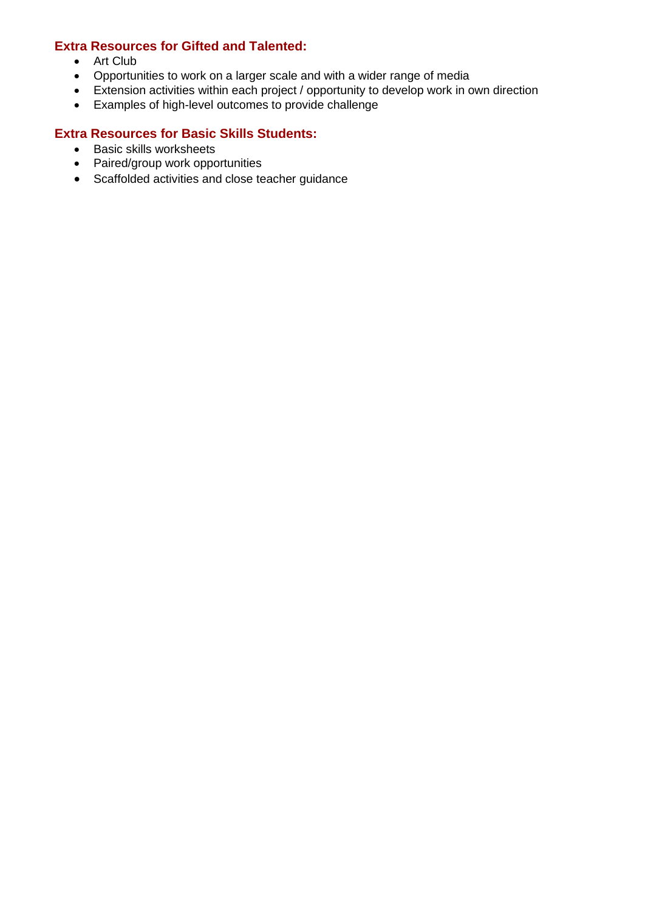### Extra Resources for Gifted and Talented:

- Art Club
- Opportunities to work on a larger scale and with a wider range of media
- Extension activities within each project / opportunity to develop work in own direction
- Examples of high-level outcomes to provide challenge

### Extra Resources for Basic Skills Students:

- Basic skills worksheets
- Paired/group work opportunities
- Scaffolded activities and close teacher guidance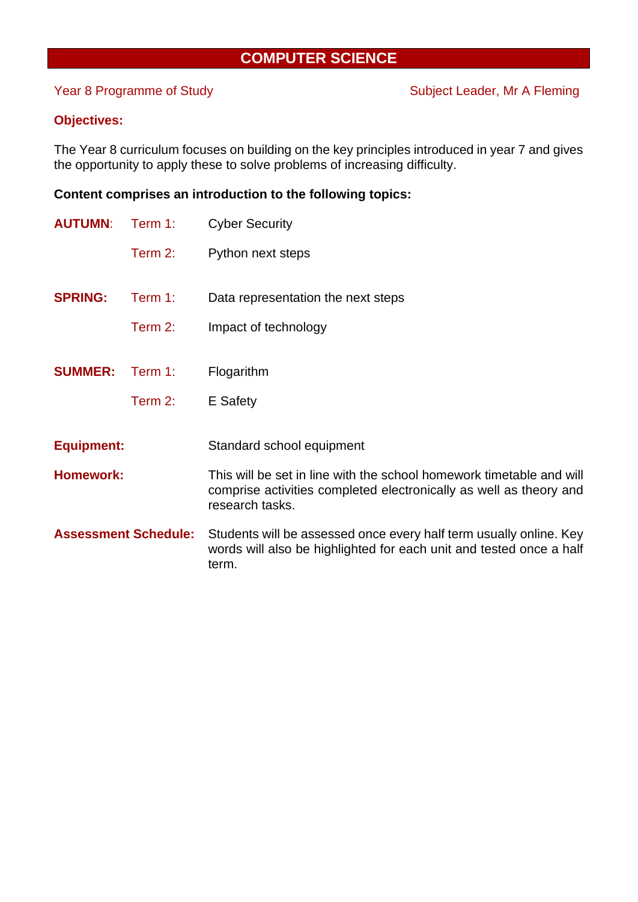# COMPUTER SCIENCE

Year 8 Programme of Study — Subject Leader, Mr A Fleming

**Objectives:**

The Year 8 curriculum focuses on building on the key principles introduced in year 7 and gives the opportunity to apply these to solve problems of increasing difficulty.

**Content comprises an introduction to the following topics:**

| | | |
|---|---|---|
| **AUTUMN**: | Term 1: | Cyber Security |
| | Term 2: | Python next steps |
| **SPRING:** | Term 1: | Data representation the next steps |
| | Term 2: | Impact of technology |
| **SUMMER:** | Term 1: | Flogarithm |
| | Term 2: | E Safety |

**Equipment:** Standard school equipment

**Homework:** This will be set in line with the school homework timetable and will comprise activities completed electronically as well as theory and research tasks.

**Assessment Schedule:** Students will be assessed once every half term usually online. Key words will also be highlighted for each unit and tested once a half term.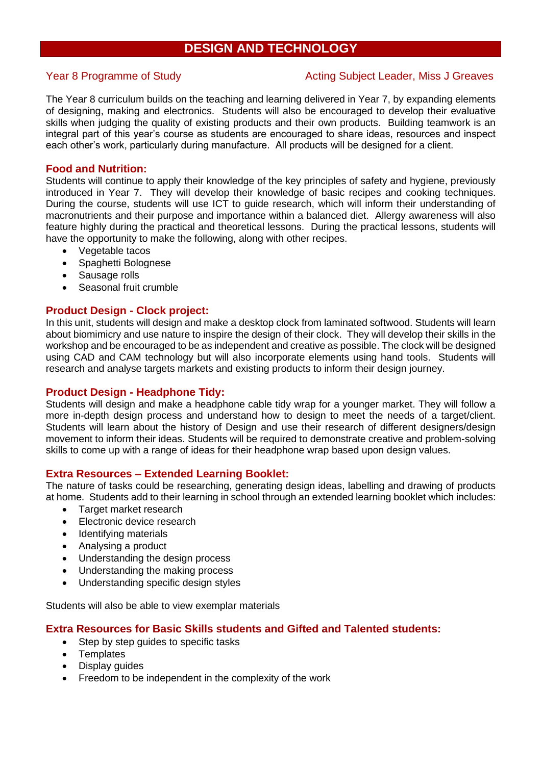# DESIGN AND TECHNOLOGY

Year 8 Programme of Study — Acting Subject Leader, Miss J Greaves

The Year 8 curriculum builds on the teaching and learning delivered in Year 7, by expanding elements of designing, making and electronics. Students will also be encouraged to develop their evaluative skills when judging the quality of existing products and their own products. Building teamwork is an integral part of this year's course as students are encouraged to share ideas, resources and inspect each other's work, particularly during manufacture. All products will be designed for a client.

## Food and Nutrition:

Students will continue to apply their knowledge of the key principles of safety and hygiene, previously introduced in Year 7. They will develop their knowledge of basic recipes and cooking techniques. During the course, students will use ICT to guide research, which will inform their understanding of macronutrients and their purpose and importance within a balanced diet. Allergy awareness will also feature highly during the practical and theoretical lessons. During the practical lessons, students will have the opportunity to make the following, along with other recipes.

- Vegetable tacos
- Spaghetti Bolognese
- Sausage rolls
- Seasonal fruit crumble

## Product Design - Clock project:

In this unit, students will design and make a desktop clock from laminated softwood. Students will learn about biomimicry and use nature to inspire the design of their clock. They will develop their skills in the workshop and be encouraged to be as independent and creative as possible. The clock will be designed using CAD and CAM technology but will also incorporate elements using hand tools. Students will research and analyse targets markets and existing products to inform their design journey.

## Product Design - Headphone Tidy:

Students will design and make a headphone cable tidy wrap for a younger market. They will follow a more in-depth design process and understand how to design to meet the needs of a target/client. Students will learn about the history of Design and use their research of different designers/design movement to inform their ideas. Students will be required to demonstrate creative and problem-solving skills to come up with a range of ideas for their headphone wrap based upon design values.

## Extra Resources – Extended Learning Booklet:

The nature of tasks could be researching, generating design ideas, labelling and drawing of products at home. Students add to their learning in school through an extended learning booklet which includes:

- Target market research
- Electronic device research
- Identifying materials
- Analysing a product
- Understanding the design process
- Understanding the making process
- Understanding specific design styles

Students will also be able to view exemplar materials

## Extra Resources for Basic Skills students and Gifted and Talented students:

- Step by step guides to specific tasks
- Templates
- Display guides
- Freedom to be independent in the complexity of the work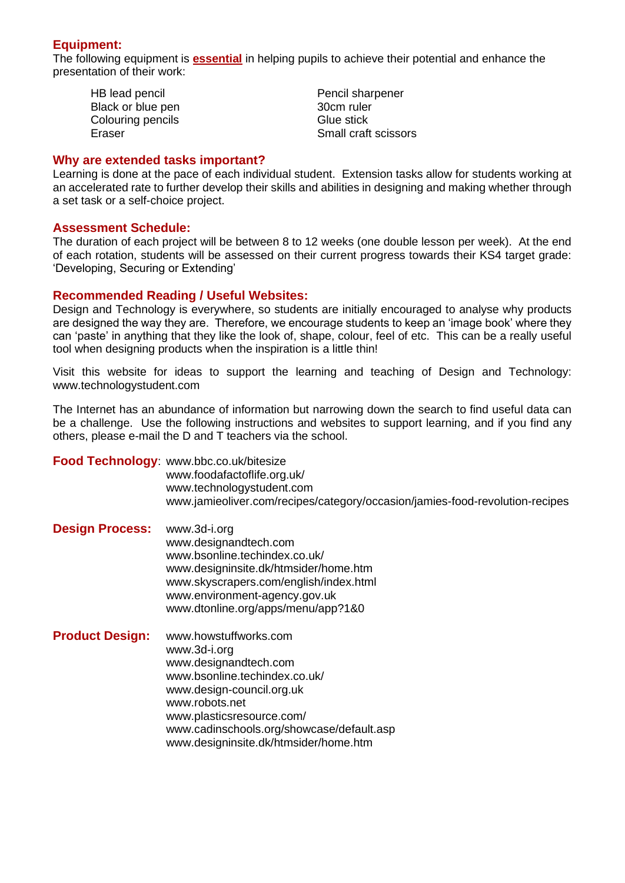## Equipment:

The following equipment is **essential** in helping pupils to achieve their potential and enhance the presentation of their work:

- HB lead pencil
- Black or blue pen
- Colouring pencils
- Eraser
- Pencil sharpener
- 30cm ruler
- Glue stick
- Small craft scissors

## Why are extended tasks important?

Learning is done at the pace of each individual student. Extension tasks allow for students working at an accelerated rate to further develop their skills and abilities in designing and making whether through a set task or a self-choice project.

## Assessment Schedule:

The duration of each project will be between 8 to 12 weeks (one double lesson per week). At the end of each rotation, students will be assessed on their current progress towards their KS4 target grade: 'Developing, Securing or Extending'

## Recommended Reading / Useful Websites:

Design and Technology is everywhere, so students are initially encouraged to analyse why products are designed the way they are. Therefore, we encourage students to keep an 'image book' where they can 'paste' in anything that they like the look of, shape, colour, feel of etc. This can be a really useful tool when designing products when the inspiration is a little thin!

Visit this website for ideas to support the learning and teaching of Design and Technology: www.technologystudent.com

The Internet has an abundance of information but narrowing down the search to find useful data can be a challenge. Use the following instructions and websites to support learning, and if you find any others, please e-mail the D and T teachers via the school.

**Food Technology**:
- www.bbc.co.uk/bitesize
- www.foodafactoflife.org.uk/
- www.technologystudent.com
- www.jamieoliver.com/recipes/category/occasion/jamies-food-revolution-recipes

**Design Process:**
- www.3d-i.org
- www.designandtech.com
- www.bsonline.techindex.co.uk/
- www.designinsite.dk/htmsider/home.htm
- www.skyscrapers.com/english/index.html
- www.environment-agency.gov.uk
- www.dtonline.org/apps/menu/app?1&0

**Product Design:**
- www.howstuffworks.com
- www.3d-i.org
- www.designandtech.com
- www.bsonline.techindex.co.uk/
- www.design-council.org.uk
- www.robots.net
- www.plasticsresource.com/
- www.cadinschools.org/showcase/default.asp
- www.designinsite.dk/htmsider/home.htm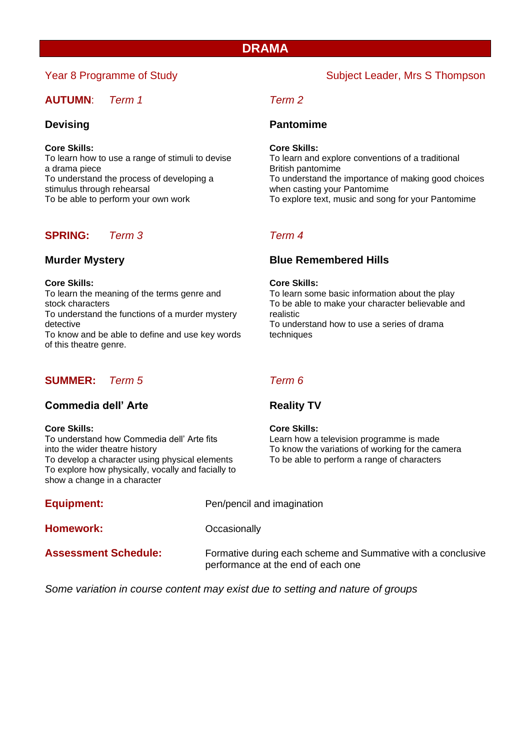# DRAMA

Year 8 Programme of Study

Subject Leader, Mrs S Thompson

## AUTUMN: *Term 1*

### Devising

**Core Skills:**
To learn how to use a range of stimuli to devise a drama piece
To understand the process of developing a stimulus through rehearsal
To be able to perform your own work

## *Term 2*

### Pantomime

**Core Skills:**
To learn and explore conventions of a traditional British pantomime
To understand the importance of making good choices when casting your Pantomime
To explore text, music and song for your Pantomime

## SPRING: *Term 3*

### Murder Mystery

**Core Skills:**
To learn the meaning of the terms genre and stock characters
To understand the functions of a murder mystery detective
To know and be able to define and use key words of this theatre genre.

## *Term 4*

### Blue Remembered Hills

**Core Skills:**
To learn some basic information about the play
To be able to make your character believable and realistic
To understand how to use a series of drama techniques

## SUMMER: *Term 5*

### Commedia dell' Arte

**Core Skills:**
To understand how Commedia dell' Arte fits into the wider theatre history
To develop a character using physical elements
To explore how physically, vocally and facially to show a change in a character

## *Term 6*

### Reality TV

**Core Skills:**
Learn how a television programme is made
To know the variations of working for the camera
To be able to perform a range of characters

**Equipment:** Pen/pencil and imagination

**Homework:** Occasionally

**Assessment Schedule:** Formative during each scheme and Summative with a conclusive performance at the end of each one

*Some variation in course content may exist due to setting and nature of groups*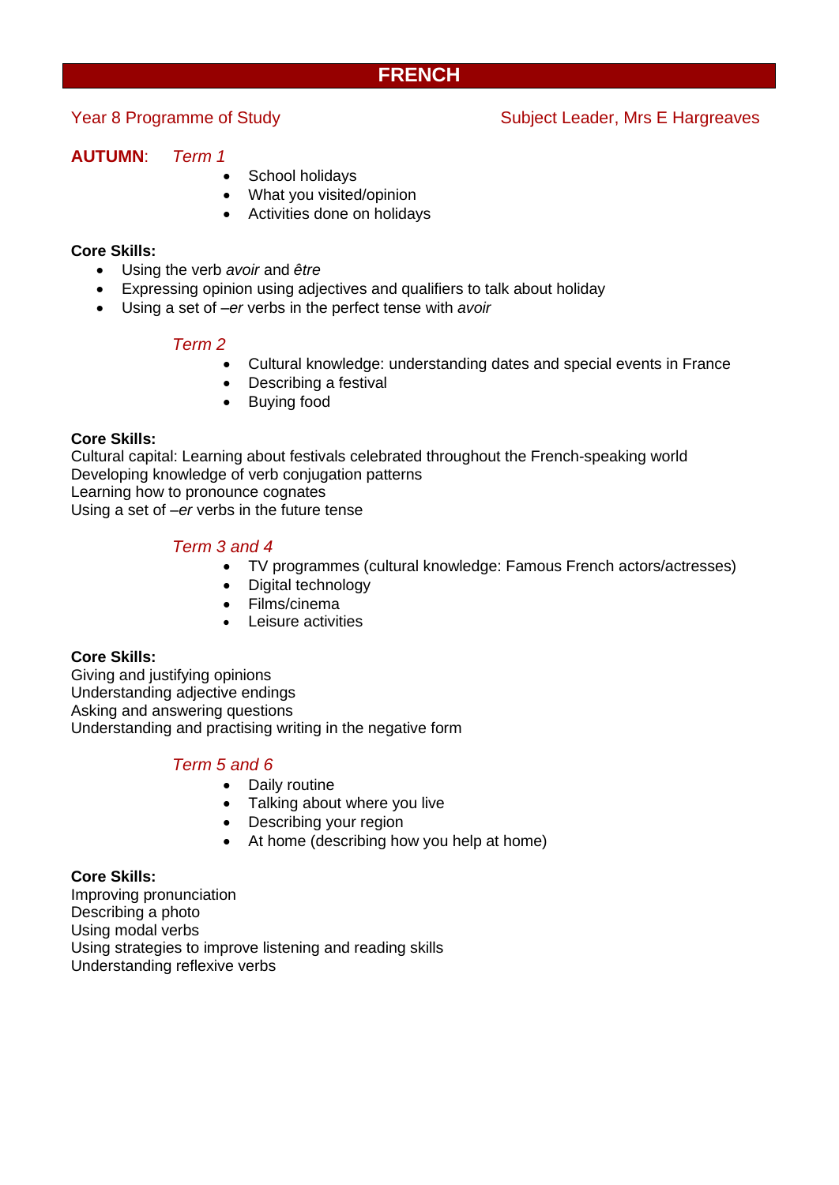# FRENCH

Year 8 Programme of Study — Subject Leader, Mrs E Hargreaves

## AUTUMN: *Term 1*

- School holidays
- What you visited/opinion
- Activities done on holidays

**Core Skills:**

- Using the verb *avoir* and *être*
- Expressing opinion using adjectives and qualifiers to talk about holiday
- Using a set of –*er* verbs in the perfect tense with *avoir*

### *Term 2*

- Cultural knowledge: understanding dates and special events in France
- Describing a festival
- Buying food

**Core Skills:**

Cultural capital: Learning about festivals celebrated throughout the French-speaking world
Developing knowledge of verb conjugation patterns
Learning how to pronounce cognates
Using a set of –*er* verbs in the future tense

### *Term 3 and 4*

- TV programmes (cultural knowledge: Famous French actors/actresses)
- Digital technology
- Films/cinema
- Leisure activities

**Core Skills:**

Giving and justifying opinions
Understanding adjective endings
Asking and answering questions
Understanding and practising writing in the negative form

### *Term 5 and 6*

- Daily routine
- Talking about where you live
- Describing your region
- At home (describing how you help at home)

**Core Skills:**

Improving pronunciation
Describing a photo
Using modal verbs
Using strategies to improve listening and reading skills
Understanding reflexive verbs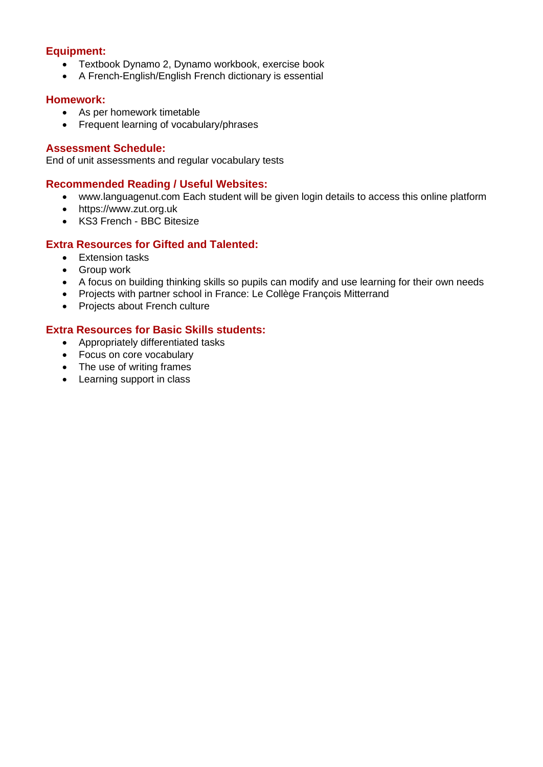### Equipment:

- Textbook Dynamo 2, Dynamo workbook, exercise book
- A French-English/English French dictionary is essential

### Homework:

- As per homework timetable
- Frequent learning of vocabulary/phrases

### Assessment Schedule:

End of unit assessments and regular vocabulary tests

### Recommended Reading / Useful Websites:

- www.languagenut.com Each student will be given login details to access this online platform
- https://www.zut.org.uk
- KS3 French - BBC Bitesize

### Extra Resources for Gifted and Talented:

- Extension tasks
- Group work
- A focus on building thinking skills so pupils can modify and use learning for their own needs
- Projects with partner school in France: Le Collège François Mitterrand
- Projects about French culture

### Extra Resources for Basic Skills students:

- Appropriately differentiated tasks
- Focus on core vocabulary
- The use of writing frames
- Learning support in class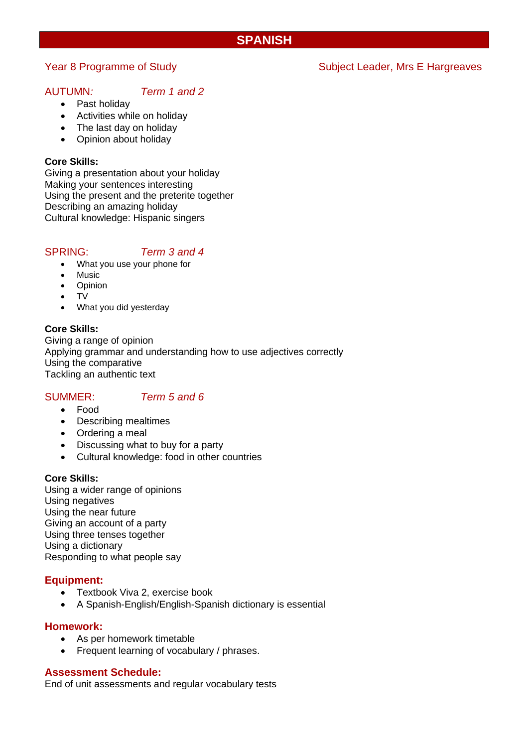# SPANISH

Year 8 Programme of Study | Subject Leader, Mrs E Hargreaves

## AUTUMN: *Term 1 and 2*

- Past holiday
- Activities while on holiday
- The last day on holiday
- Opinion about holiday

**Core Skills:**
Giving a presentation about your holiday
Making your sentences interesting
Using the present and the preterite together
Describing an amazing holiday
Cultural knowledge: Hispanic singers

## SPRING: *Term 3 and 4*

- What you use your phone for
- Music
- Opinion
- TV
- What you did yesterday

**Core Skills:**
Giving a range of opinion
Applying grammar and understanding how to use adjectives correctly
Using the comparative
Tackling an authentic text

## SUMMER: *Term 5 and 6*

- Food
- Describing mealtimes
- Ordering a meal
- Discussing what to buy for a party
- Cultural knowledge: food in other countries

**Core Skills:**
Using a wider range of opinions
Using negatives
Using the near future
Giving an account of a party
Using three tenses together
Using a dictionary
Responding to what people say

## Equipment:

- Textbook Viva 2, exercise book
- A Spanish-English/English-Spanish dictionary is essential

## Homework:

- As per homework timetable
- Frequent learning of vocabulary / phrases.

## Assessment Schedule:

End of unit assessments and regular vocabulary tests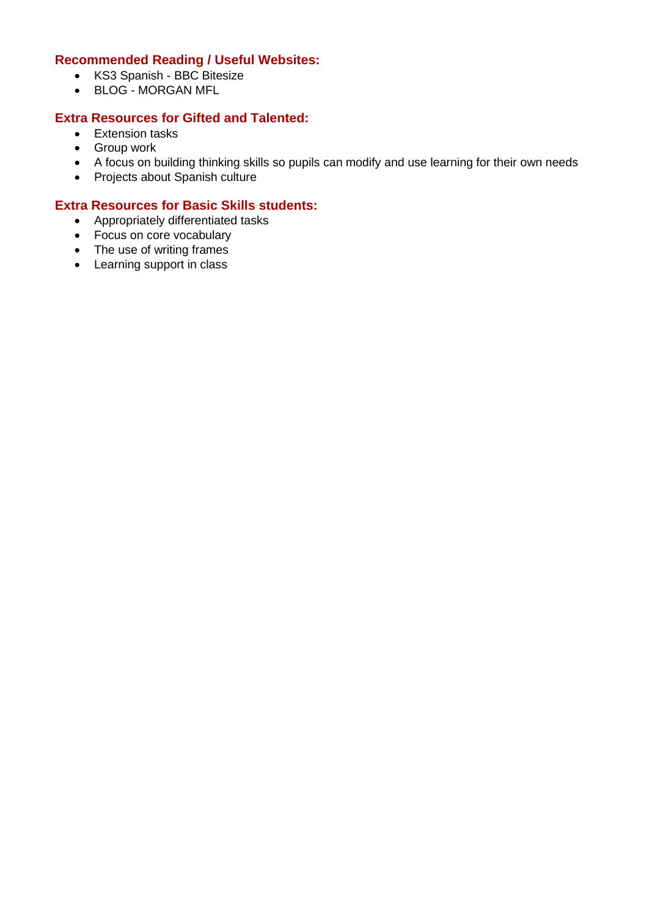### Recommended Reading / Useful Websites:

- KS3 Spanish - BBC Bitesize
- BLOG - MORGAN MFL

### Extra Resources for Gifted and Talented:

- Extension tasks
- Group work
- A focus on building thinking skills so pupils can modify and use learning for their own needs
- Projects about Spanish culture

### Extra Resources for Basic Skills students:

- Appropriately differentiated tasks
- Focus on core vocabulary
- The use of writing frames
- Learning support in class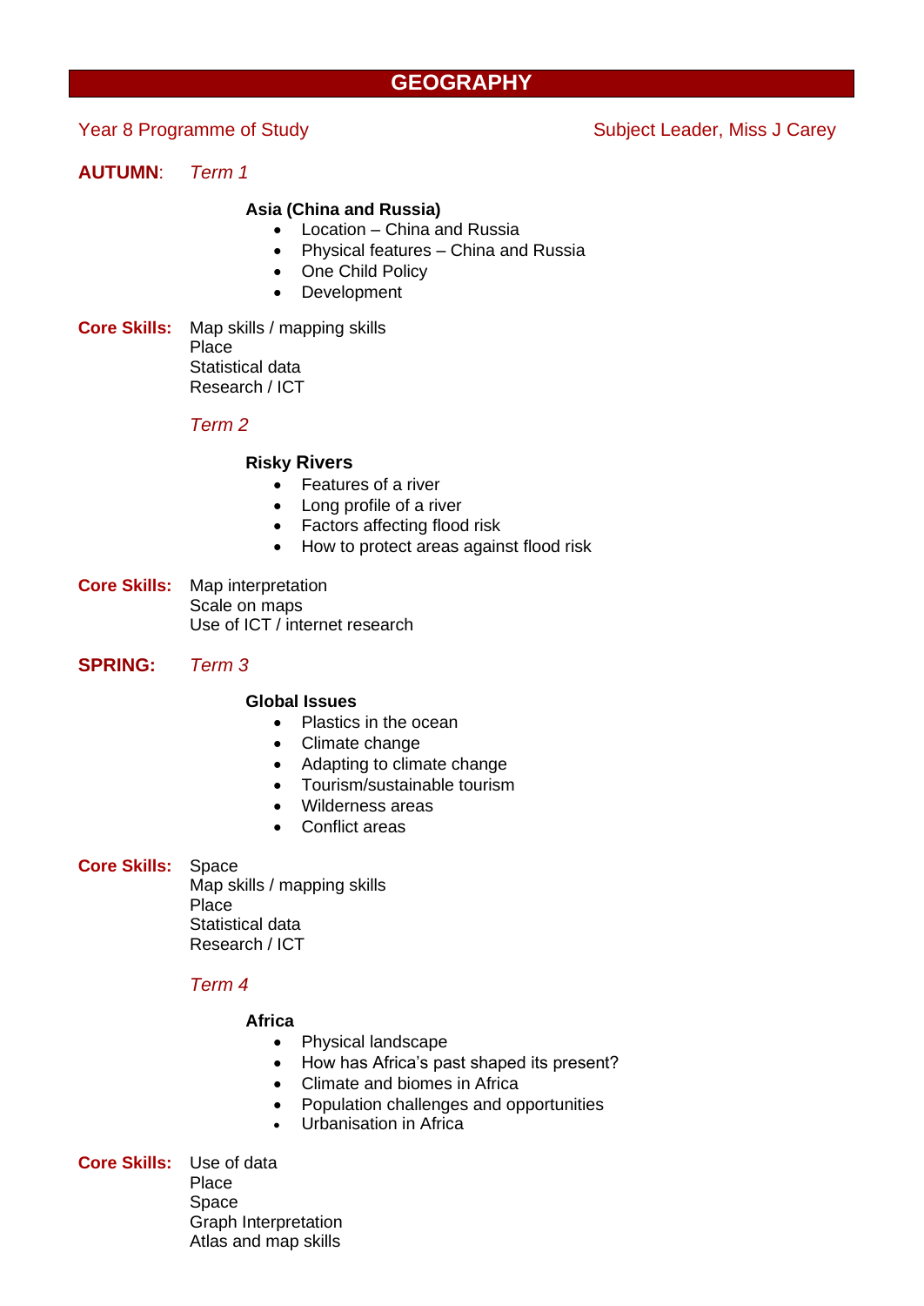# GEOGRAPHY

Year 8 Programme of Study

Subject Leader, Miss J Carey

**AUTUMN**: *Term 1*

**Asia (China and Russia)**

- Location – China and Russia
- Physical features – China and Russia
- One Child Policy
- Development

**Core Skills:** Map skills / mapping skills
Place
Statistical data
Research / ICT

*Term 2*

**Risky Rivers**

- Features of a river
- Long profile of a river
- Factors affecting flood risk
- How to protect areas against flood risk

**Core Skills:** Map interpretation
Scale on maps
Use of ICT / internet research

**SPRING:** *Term 3*

**Global Issues**

- Plastics in the ocean
- Climate change
- Adapting to climate change
- Tourism/sustainable tourism
- Wilderness areas
- Conflict areas

**Core Skills:** Space
Map skills / mapping skills
Place
Statistical data
Research / ICT

*Term 4*

**Africa**

- Physical landscape
- How has Africa's past shaped its present?
- Climate and biomes in Africa
- Population challenges and opportunities
- Urbanisation in Africa

**Core Skills:** Use of data
Place
Space
Graph Interpretation
Atlas and map skills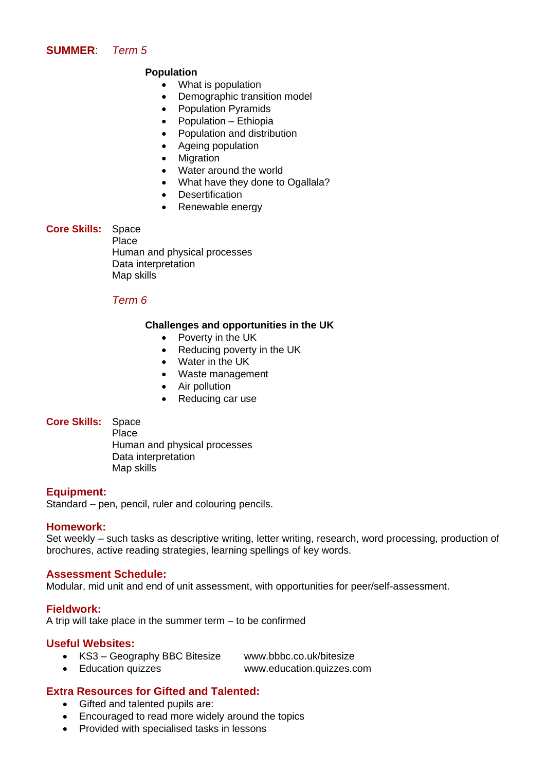**SUMMER**: *Term 5*

**Population**

- What is population
- Demographic transition model
- Population Pyramids
- Population – Ethiopia
- Population and distribution
- Ageing population
- Migration
- Water around the world
- What have they done to Ogallala?
- Desertification
- Renewable energy

**Core Skills:** Space
Place
Human and physical processes
Data interpretation
Map skills

*Term 6*

**Challenges and opportunities in the UK**

- Poverty in the UK
- Reducing poverty in the UK
- Water in the UK
- Waste management
- Air pollution
- Reducing car use

**Core Skills:** Space
Place
Human and physical processes
Data interpretation
Map skills

### Equipment:
Standard – pen, pencil, ruler and colouring pencils.

### Homework:
Set weekly – such tasks as descriptive writing, letter writing, research, word processing, production of brochures, active reading strategies, learning spellings of key words.

### Assessment Schedule:
Modular, mid unit and end of unit assessment, with opportunities for peer/self-assessment.

### Fieldwork:
A trip will take place in the summer term – to be confirmed

### Useful Websites:
- KS3 – Geography BBC Bitesize www.bbbc.co.uk/bitesize
- Education quizzes www.education.quizzes.com

### Extra Resources for Gifted and Talented:
- Gifted and talented pupils are:
- Encouraged to read more widely around the topics
- Provided with specialised tasks in lessons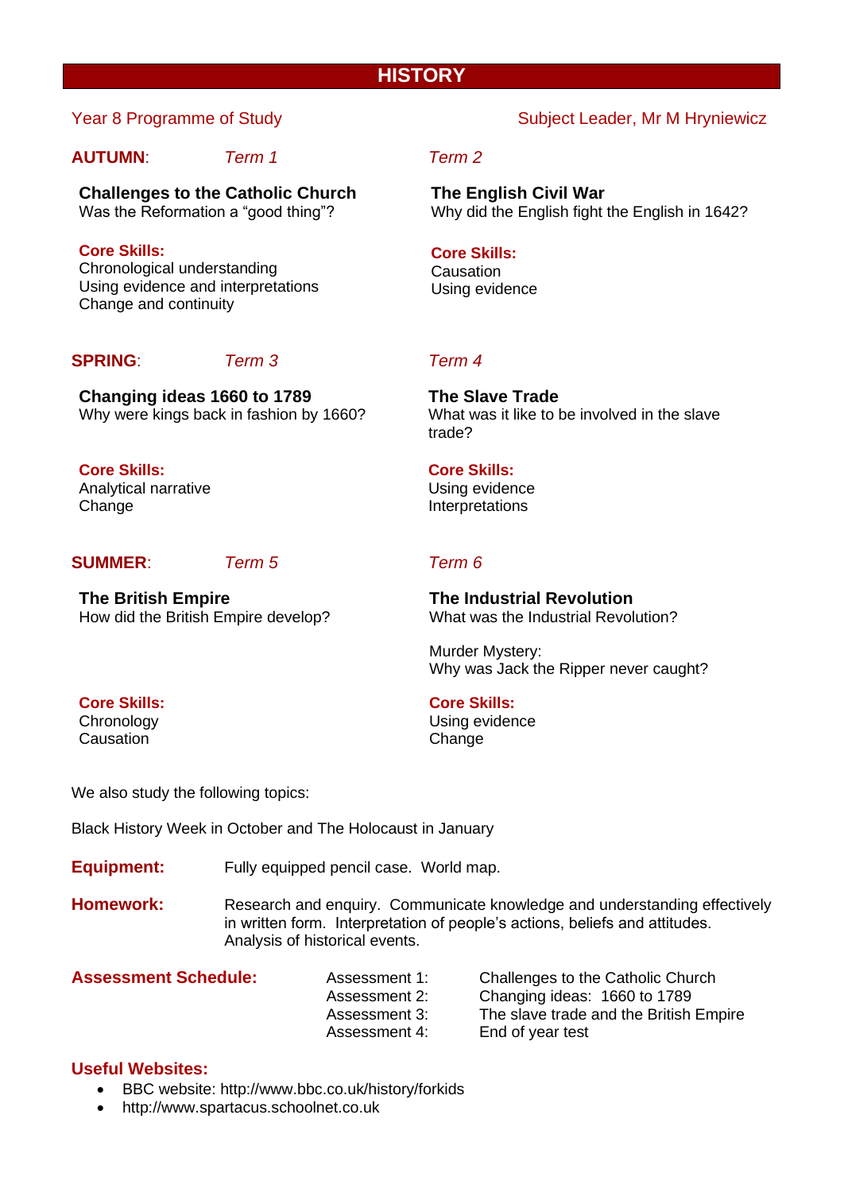# HISTORY

Year 8 Programme of Study

Subject Leader, Mr M Hryniewicz

## AUTUMN:

*Term 1*

**Challenges to the Catholic Church**
Was the Reformation a "good thing"?

**Core Skills:**
Chronological understanding
Using evidence and interpretations
Change and continuity

*Term 2*

**The English Civil War**
Why did the English fight the English in 1642?

**Core Skills:**
Causation
Using evidence

## SPRING:

*Term 3*

**Changing ideas 1660 to 1789**
Why were kings back in fashion by 1660?

**Core Skills:**
Analytical narrative
Change

*Term 4*

**The Slave Trade**
What was it like to be involved in the slave trade?

**Core Skills:**
Using evidence
Interpretations

## SUMMER:

*Term 5*

**The British Empire**
How did the British Empire develop?

**Core Skills:**
Chronology
Causation

*Term 6*

**The Industrial Revolution**
What was the Industrial Revolution?

Murder Mystery:
Why was Jack the Ripper never caught?

**Core Skills:**
Using evidence
Change

We also study the following topics:

Black History Week in October and The Holocaust in January

**Equipment:** Fully equipped pencil case. World map.

**Homework:** Research and enquiry. Communicate knowledge and understanding effectively in written form. Interpretation of people's actions, beliefs and attitudes. Analysis of historical events.

**Assessment Schedule:**

| | |
|---|---|
| Assessment 1: | Challenges to the Catholic Church |
| Assessment 2: | Changing ideas: 1660 to 1789 |
| Assessment 3: | The slave trade and the British Empire |
| Assessment 4: | End of year test |

**Useful Websites:**

- BBC website: http://www.bbc.co.uk/history/forkids
- http://www.spartacus.schoolnet.co.uk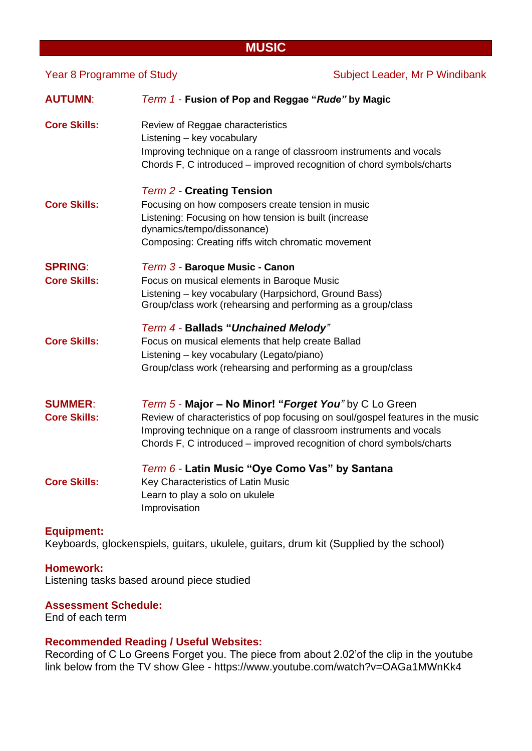# MUSIC

Year 8 Programme of Study | Subject Leader, Mr P Windibank

**AUTUMN**: *Term 1* - **Fusion of Pop and Reggae "*Rude*" by Magic**

**Core Skills:**
Review of Reggae characteristics
Listening – key vocabulary
Improving technique on a range of classroom instruments and vocals
Chords F, C introduced – improved recognition of chord symbols/charts

*Term 2* - **Creating Tension**

**Core Skills:**
Focusing on how composers create tension in music
Listening: Focusing on how tension is built (increase dynamics/tempo/dissonance)
Composing: Creating riffs witch chromatic movement

**SPRING**: *Term 3* - **Baroque Music - Canon**

**Core Skills:**
Focus on musical elements in Baroque Music
Listening – key vocabulary (Harpsichord, Ground Bass)
Group/class work (rehearsing and performing as a group/class

*Term 4* - **Ballads "*Unchained Melody*"**

**Core Skills:**
Focus on musical elements that help create Ballad
Listening – key vocabulary (Legato/piano)
Group/class work (rehearsing and performing as a group/class

**SUMMER**: *Term 5* - **Major – No Minor! "*Forget You*"** by C Lo Green

**Core Skills:**
Review of characteristics of pop focusing on soul/gospel features in the music
Improving technique on a range of classroom instruments and vocals
Chords F, C introduced – improved recognition of chord symbols/charts

*Term 6* - **Latin Music "Oye Como Vas" by Santana**

**Core Skills:**
Key Characteristics of Latin Music
Learn to play a solo on ukulele
Improvisation

**Equipment:**
Keyboards, glockenspiels, guitars, ukulele, guitars, drum kit (Supplied by the school)

**Homework:**
Listening tasks based around piece studied

**Assessment Schedule:**
End of each term

**Recommended Reading / Useful Websites:**
Recording of C Lo Greens Forget you. The piece from about 2.02'of the clip in the youtube link below from the TV show Glee - https://www.youtube.com/watch?v=OAGa1MWnKk4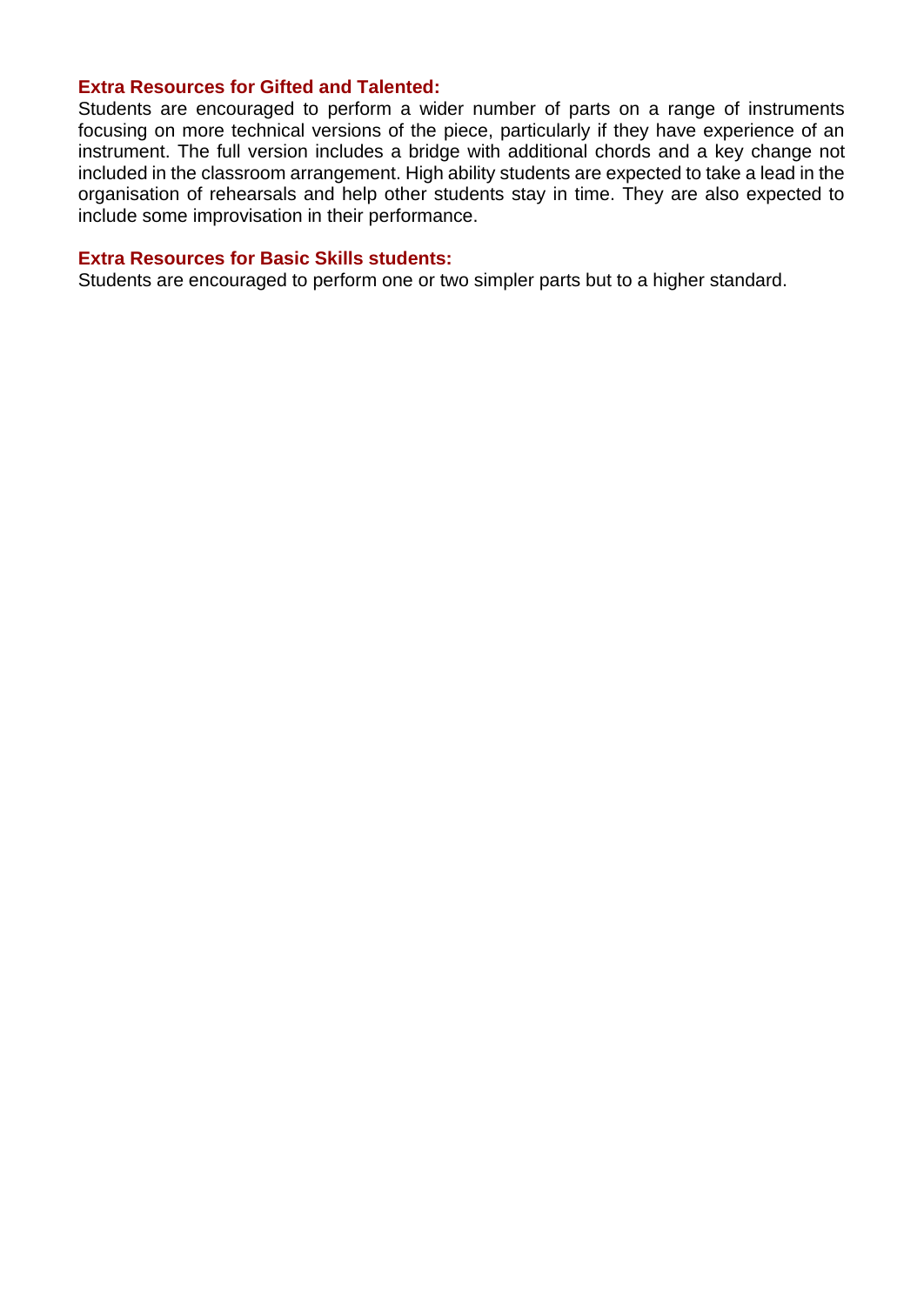**Extra Resources for Gifted and Talented:**

Students are encouraged to perform a wider number of parts on a range of instruments focusing on more technical versions of the piece, particularly if they have experience of an instrument. The full version includes a bridge with additional chords and a key change not included in the classroom arrangement. High ability students are expected to take a lead in the organisation of rehearsals and help other students stay in time. They are also expected to include some improvisation in their performance.

**Extra Resources for Basic Skills students:**

Students are encouraged to perform one or two simpler parts but to a higher standard.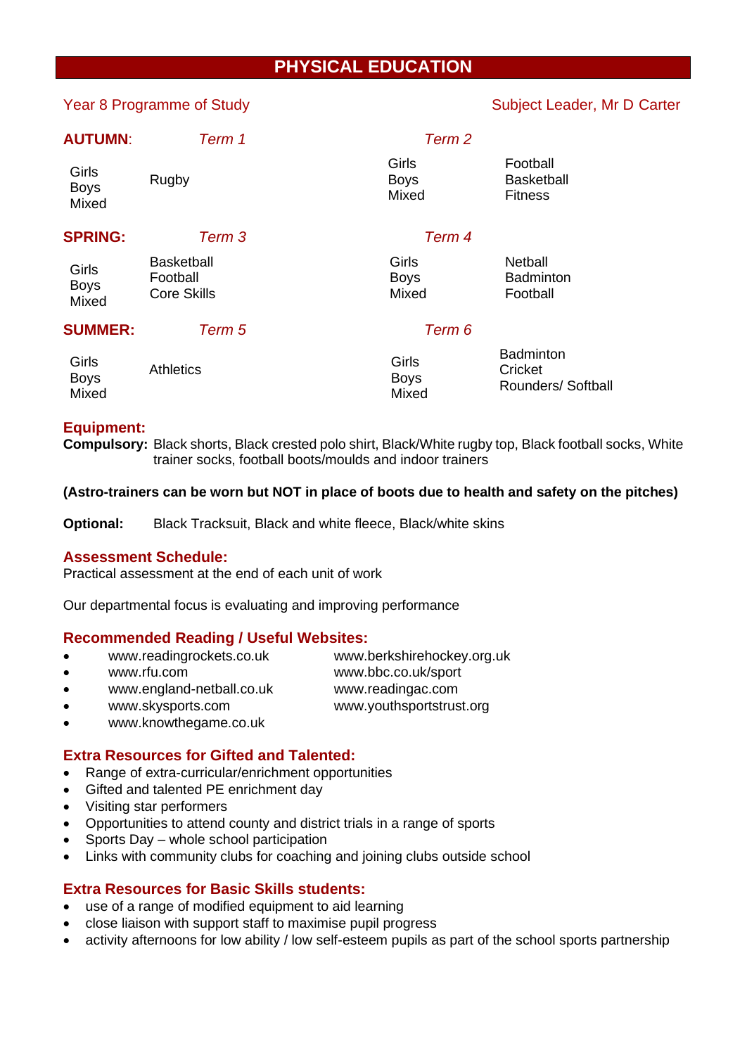# PHYSICAL EDUCATION

Year 8 Programme of Study — Subject Leader, Mr D Carter

| | | | | |
|---|---|---|---|---|
| **AUTUMN**: | *Term 1* | | *Term 2* | |
| Girls<br>Boys<br>Mixed | Rugby | | Girls<br>Boys<br>Mixed | Football<br>Basketball<br>Fitness |
| **SPRING:** | *Term 3* | | *Term 4* | |
| Girls<br>Boys<br>Mixed | Basketball<br>Football<br>Core Skills | | Girls<br>Boys<br>Mixed | Netball<br>Badminton<br>Football |
| **SUMMER:** | *Term 5* | | *Term 6* | |
| Girls<br>Boys<br>Mixed | Athletics | | Girls<br>Boys<br>Mixed | Badminton<br>Cricket<br>Rounders/ Softball |

## Equipment:

**Compulsory:** Black shorts, Black crested polo shirt, Black/White rugby top, Black football socks, White trainer socks, football boots/moulds and indoor trainers

**(Astro-trainers can be worn but NOT in place of boots due to health and safety on the pitches)**

**Optional:** Black Tracksuit, Black and white fleece, Black/white skins

## Assessment Schedule:

Practical assessment at the end of each unit of work

Our departmental focus is evaluating and improving performance

## Recommended Reading / Useful Websites:

- www.readingrockets.co.uk
- www.rfu.com
- www.england-netball.co.uk
- www.skysports.com
- www.knowthegame.co.uk
- www.berkshirehockey.org.uk
- www.bbc.co.uk/sport
- www.readingac.com
- www.youthsportstrust.org

## Extra Resources for Gifted and Talented:

- Range of extra-curricular/enrichment opportunities
- Gifted and talented PE enrichment day
- Visiting star performers
- Opportunities to attend county and district trials in a range of sports
- Sports Day – whole school participation
- Links with community clubs for coaching and joining clubs outside school

## Extra Resources for Basic Skills students:

- use of a range of modified equipment to aid learning
- close liaison with support staff to maximise pupil progress
- activity afternoons for low ability / low self-esteem pupils as part of the school sports partnership